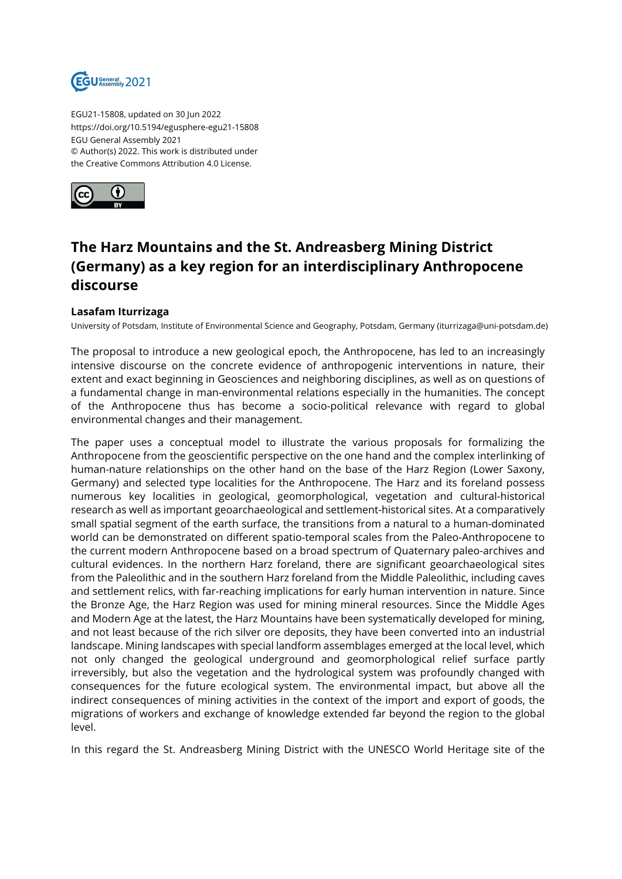EGU21-15808, updated on 30 Jun 2022
https://doi.org/10.5194/egusphere-egu21-15808
EGU General Assembly 2021
© Author(s) 2022. This work is distributed under
the Creative Commons Attribution 4.0 License.

# The Harz Mountains and the St. Andreasberg Mining District (Germany) as a key region for an interdisciplinary Anthropocene discourse

**Lasafam Iturrizaga**

University of Potsdam, Institute of Environmental Science and Geography, Potsdam, Germany (iturrizaga@uni-potsdam.de)

The proposal to introduce a new geological epoch, the Anthropocene, has led to an increasingly intensive discourse on the concrete evidence of anthropogenic interventions in nature, their extent and exact beginning in Geosciences and neighboring disciplines, as well as on questions of a fundamental change in man-environmental relations especially in the humanities. The concept of the Anthropocene thus has become a socio-political relevance with regard to global environmental changes and their management.

The paper uses a conceptual model to illustrate the various proposals for formalizing the Anthropocene from the geoscientific perspective on the one hand and the complex interlinking of human-nature relationships on the other hand on the base of the Harz Region (Lower Saxony, Germany) and selected type localities for the Anthropocene. The Harz and its foreland possess numerous key localities in geological, geomorphological, vegetation and cultural-historical research as well as important geoarchaeological and settlement-historical sites. At a comparatively small spatial segment of the earth surface, the transitions from a natural to a human-dominated world can be demonstrated on different spatio-temporal scales from the Paleo-Anthropocene to the current modern Anthropocene based on a broad spectrum of Quaternary paleo-archives and cultural evidences. In the northern Harz foreland, there are significant geoarchaeological sites from the Paleolithic and in the southern Harz foreland from the Middle Paleolithic, including caves and settlement relics, with far-reaching implications for early human intervention in nature. Since the Bronze Age, the Harz Region was used for mining mineral resources. Since the Middle Ages and Modern Age at the latest, the Harz Mountains have been systematically developed for mining, and not least because of the rich silver ore deposits, they have been converted into an industrial landscape. Mining landscapes with special landform assemblages emerged at the local level, which not only changed the geological underground and geomorphological relief surface partly irreversibly, but also the vegetation and the hydrological system was profoundly changed with consequences for the future ecological system. The environmental impact, but above all the indirect consequences of mining activities in the context of the import and export of goods, the migrations of workers and exchange of knowledge extended far beyond the region to the global level.

In this regard the St. Andreasberg Mining District with the UNESCO World Heritage site of the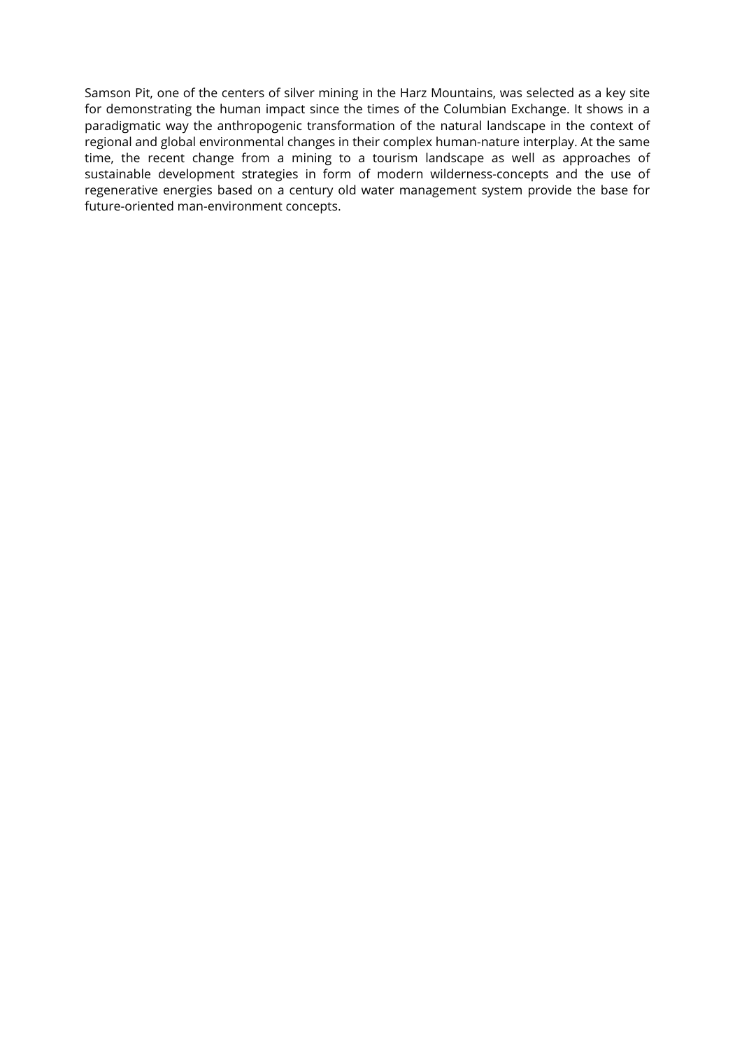Samson Pit, one of the centers of silver mining in the Harz Mountains, was selected as a key site for demonstrating the human impact since the times of the Columbian Exchange. It shows in a paradigmatic way the anthropogenic transformation of the natural landscape in the context of regional and global environmental changes in their complex human-nature interplay. At the same time, the recent change from a mining to a tourism landscape as well as approaches of sustainable development strategies in form of modern wilderness-concepts and the use of regenerative energies based on a century old water management system provide the base for future-oriented man-environment concepts.